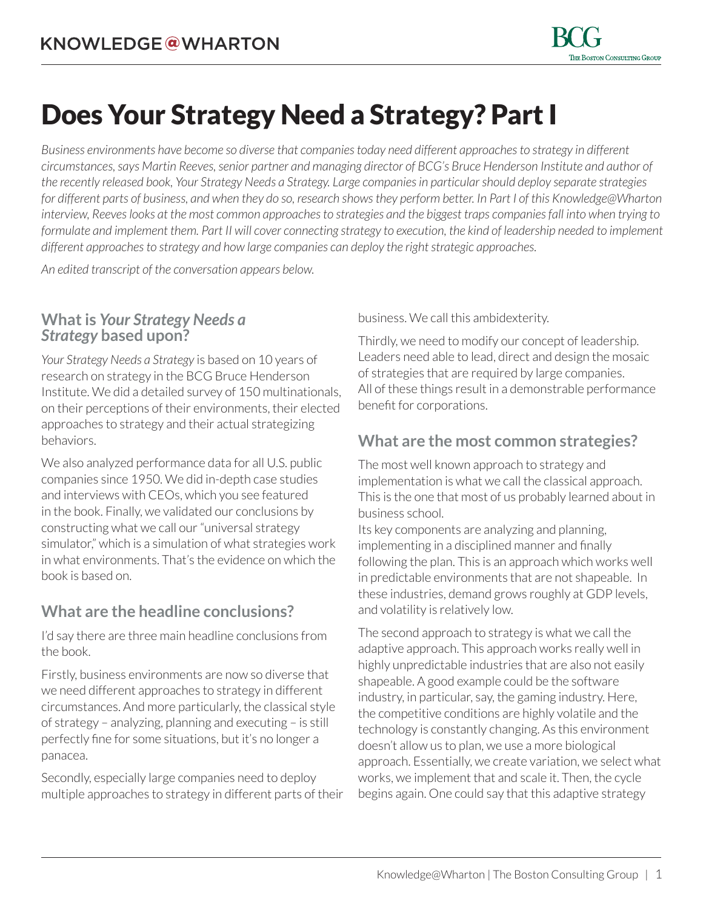# Does Your Strategy Need a Strategy? Part I

*Business environments have become so diverse that companies today need different approaches to strategy in different circumstances, says Martin Reeves, senior partner and managing director of BCG's Bruce Henderson Institute and author of the recently released book, Your Strategy Needs a Strategy. Large companies in particular should deploy separate strategies for different parts of business, and when they do so, research shows they perform better. In Part I of this Knowledge@Wharton interview, Reeves looks at the most common approaches to strategies and the biggest traps companies fall into when trying to formulate and implement them. Part II will cover connecting strategy to execution, the kind of leadership needed to implement different approaches to strategy and how large companies can deploy the right strategic approaches.*

*An edited transcript of the conversation appears below.*

## What is *Your Strategy Needs a Strategy* based upon?

*Your Strategy Needs a Strategy* is based on 10 years of research on strategy in the BCG Bruce Henderson Institute. We did a detailed survey of 150 multinationals, on their perceptions of their environments, their elected approaches to strategy and their actual strategizing behaviors.

We also analyzed performance data for all U.S. public companies since 1950. We did in-depth case studies and interviews with CEOs, which you see featured in the book. Finally, we validated our conclusions by constructing what we call our "universal strategy simulator," which is a simulation of what strategies work in what environments. That's the evidence on which the book is based on.

## What are the headline conclusions?

I'd say there are three main headline conclusions from the book.

Firstly, business environments are now so diverse that we need different approaches to strategy in different circumstances. And more particularly, the classical style of strategy – analyzing, planning and executing – is still perfectly fine for some situations, but it's no longer a panacea.

Secondly, especially large companies need to deploy multiple approaches to strategy in different parts of their business. We call this ambidexterity.

Thirdly, we need to modify our concept of leadership. Leaders need able to lead, direct and design the mosaic of strategies that are required by large companies. All of these things result in a demonstrable performance benefit for corporations.

## What are the most common strategies?

The most well known approach to strategy and implementation is what we call the classical approach. This is the one that most of us probably learned about in business school.
Its key components are analyzing and planning, implementing in a disciplined manner and finally following the plan. This is an approach which works well in predictable environments that are not shapeable. In these industries, demand grows roughly at GDP levels, and volatility is relatively low.

The second approach to strategy is what we call the adaptive approach. This approach works really well in highly unpredictable industries that are also not easily shapeable. A good example could be the software industry, in particular, say, the gaming industry. Here, the competitive conditions are highly volatile and the technology is constantly changing. As this environment doesn't allow us to plan, we use a more biological approach. Essentially, we create variation, we select what works, we implement that and scale it. Then, the cycle begins again. One could say that this adaptive strategy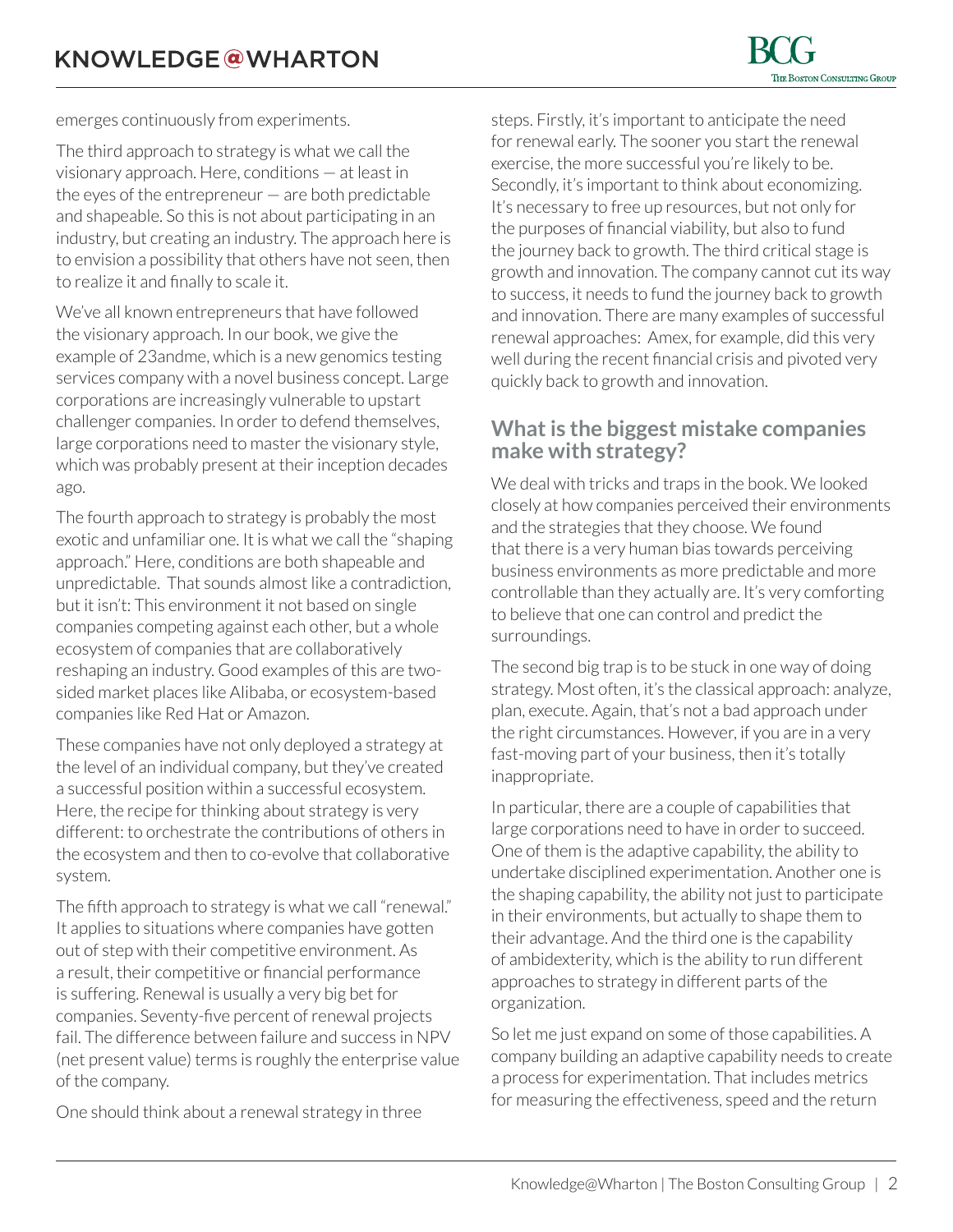emerges continuously from experiments.

The third approach to strategy is what we call the visionary approach. Here, conditions — at least in the eyes of the entrepreneur — are both predictable and shapeable. So this is not about participating in an industry, but creating an industry. The approach here is to envision a possibility that others have not seen, then to realize it and finally to scale it.

We've all known entrepreneurs that have followed the visionary approach. In our book, we give the example of 23andme, which is a new genomics testing services company with a novel business concept. Large corporations are increasingly vulnerable to upstart challenger companies. In order to defend themselves, large corporations need to master the visionary style, which was probably present at their inception decades ago.

The fourth approach to strategy is probably the most exotic and unfamiliar one. It is what we call the "shaping approach." Here, conditions are both shapeable and unpredictable. That sounds almost like a contradiction, but it isn't: This environment it not based on single companies competing against each other, but a whole ecosystem of companies that are collaboratively reshaping an industry. Good examples of this are two-sided market places like Alibaba, or ecosystem-based companies like Red Hat or Amazon.

These companies have not only deployed a strategy at the level of an individual company, but they've created a successful position within a successful ecosystem. Here, the recipe for thinking about strategy is very different: to orchestrate the contributions of others in the ecosystem and then to co-evolve that collaborative system.

The fifth approach to strategy is what we call "renewal." It applies to situations where companies have gotten out of step with their competitive environment. As a result, their competitive or financial performance is suffering. Renewal is usually a very big bet for companies. Seventy-five percent of renewal projects fail. The difference between failure and success in NPV (net present value) terms is roughly the enterprise value of the company.

One should think about a renewal strategy in three steps. Firstly, it's important to anticipate the need for renewal early. The sooner you start the renewal exercise, the more successful you're likely to be. Secondly, it's important to think about economizing. It's necessary to free up resources, but not only for the purposes of financial viability, but also to fund the journey back to growth. The third critical stage is growth and innovation. The company cannot cut its way to success, it needs to fund the journey back to growth and innovation. There are many examples of successful renewal approaches: Amex, for example, did this very well during the recent financial crisis and pivoted very quickly back to growth and innovation.

## What is the biggest mistake companies make with strategy?

We deal with tricks and traps in the book. We looked closely at how companies perceived their environments and the strategies that they choose. We found that there is a very human bias towards perceiving business environments as more predictable and more controllable than they actually are. It's very comforting to believe that one can control and predict the surroundings.

The second big trap is to be stuck in one way of doing strategy. Most often, it's the classical approach: analyze, plan, execute. Again, that's not a bad approach under the right circumstances. However, if you are in a very fast-moving part of your business, then it's totally inappropriate.

In particular, there are a couple of capabilities that large corporations need to have in order to succeed. One of them is the adaptive capability, the ability to undertake disciplined experimentation. Another one is the shaping capability, the ability not just to participate in their environments, but actually to shape them to their advantage. And the third one is the capability of ambidexterity, which is the ability to run different approaches to strategy in different parts of the organization.

So let me just expand on some of those capabilities. A company building an adaptive capability needs to create a process for experimentation. That includes metrics for measuring the effectiveness, speed and the return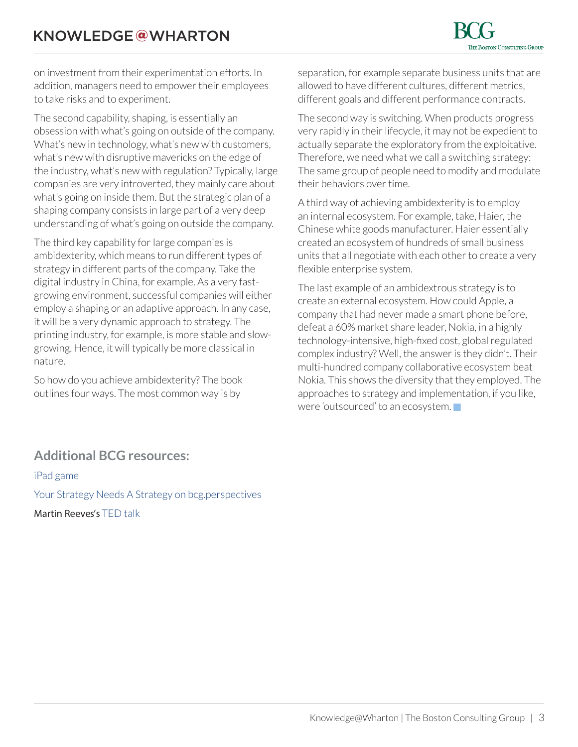on investment from their experimentation efforts. In addition, managers need to empower their employees to take risks and to experiment.

The second capability, shaping, is essentially an obsession with what's going on outside of the company. What's new in technology, what's new with customers, what's new with disruptive mavericks on the edge of the industry, what's new with regulation? Typically, large companies are very introverted, they mainly care about what's going on inside them. But the strategic plan of a shaping company consists in large part of a very deep understanding of what's going on outside the company.

The third key capability for large companies is ambidexterity, which means to run different types of strategy in different parts of the company. Take the digital industry in China, for example. As a very fast-growing environment, successful companies will either employ a shaping or an adaptive approach. In any case, it will be a very dynamic approach to strategy. The printing industry, for example, is more stable and slow-growing. Hence, it will typically be more classical in nature.

So how do you achieve ambidexterity? The book outlines four ways. The most common way is by separation, for example separate business units that are allowed to have different cultures, different metrics, different goals and different performance contracts.

The second way is switching. When products progress very rapidly in their lifecycle, it may not be expedient to actually separate the exploratory from the exploitative. Therefore, we need what we call a switching strategy: The same group of people need to modify and modulate their behaviors over time.

A third way of achieving ambidexterity is to employ an internal ecosystem. For example, take, Haier, the Chinese white goods manufacturer. Haier essentially created an ecosystem of hundreds of small business units that all negotiate with each other to create a very flexible enterprise system.

The last example of an ambidextrous strategy is to create an external ecosystem. How could Apple, a company that had never made a smart phone before, defeat a 60% market share leader, Nokia, in a highly technology-intensive, high-fixed cost, global regulated complex industry? Well, the answer is they didn't. Their multi-hundred company collaborative ecosystem beat Nokia. This shows the diversity that they employed. The approaches to strategy and implementation, if you like, were 'outsourced' to an ecosystem.

## Additional BCG resources:

iPad game

Your Strategy Needs A Strategy on bcg.perspectives

Martin Reeves's TED talk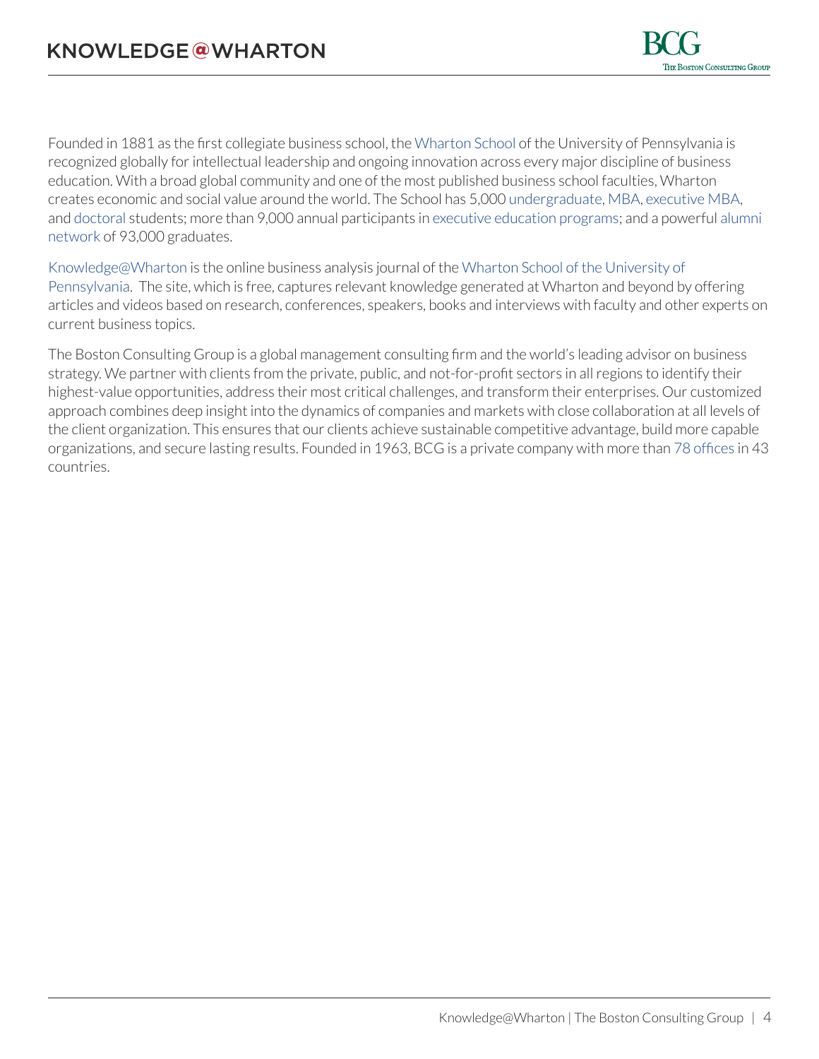Founded in 1881 as the first collegiate business school, the Wharton School of the University of Pennsylvania is recognized globally for intellectual leadership and ongoing innovation across every major discipline of business education. With a broad global community and one of the most published business school faculties, Wharton creates economic and social value around the world. The School has 5,000 undergraduate, MBA, executive MBA, and doctoral students; more than 9,000 annual participants in executive education programs; and a powerful alumni network of 93,000 graduates.

Knowledge@Wharton is the online business analysis journal of the Wharton School of the University of Pennsylvania. The site, which is free, captures relevant knowledge generated at Wharton and beyond by offering articles and videos based on research, conferences, speakers, books and interviews with faculty and other experts on current business topics.

The Boston Consulting Group is a global management consulting firm and the world's leading advisor on business strategy. We partner with clients from the private, public, and not-for-profit sectors in all regions to identify their highest-value opportunities, address their most critical challenges, and transform their enterprises. Our customized approach combines deep insight into the dynamics of companies and markets with close collaboration at all levels of the client organization. This ensures that our clients achieve sustainable competitive advantage, build more capable organizations, and secure lasting results. Founded in 1963, BCG is a private company with more than 78 offices in 43 countries.